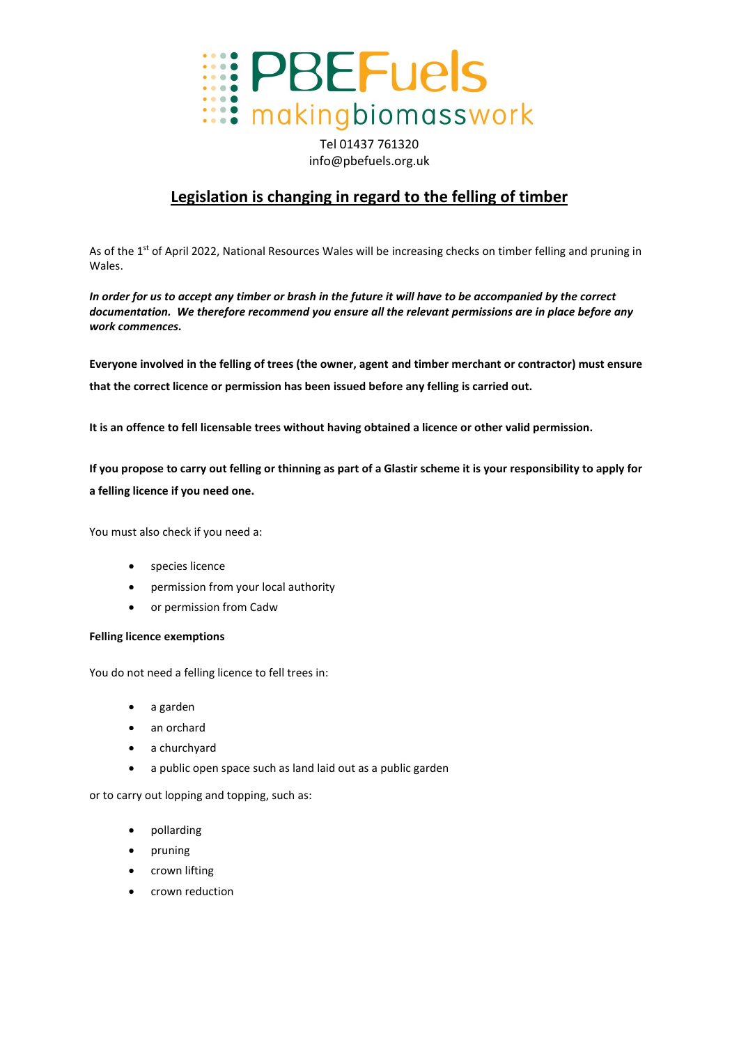# PBEFuels

makingbiomasswork

Tel 01437 761320
info@pbefuels.org.uk

## Legislation is changing in regard to the felling of timber

As of the 1st of April 2022, National Resources Wales will be increasing checks on timber felling and pruning in Wales.

***In order for us to accept any timber or brash in the future it will have to be accompanied by the correct documentation. We therefore recommend you ensure all the relevant permissions are in place before any work commences.***

**Everyone involved in the felling of trees (the owner, agent and timber merchant or contractor) must ensure that the correct licence or permission has been issued before any felling is carried out.**

**It is an offence to fell licensable trees without having obtained a licence or other valid permission.**

**If you propose to carry out felling or thinning as part of a Glastir scheme it is your responsibility to apply for a felling licence if you need one.**

You must also check if you need a:

- species licence
- permission from your local authority
- or permission from Cadw

**Felling licence exemptions**

You do not need a felling licence to fell trees in:

- a garden
- an orchard
- a churchyard
- a public open space such as land laid out as a public garden

or to carry out lopping and topping, such as:

- pollarding
- pruning
- crown lifting
- crown reduction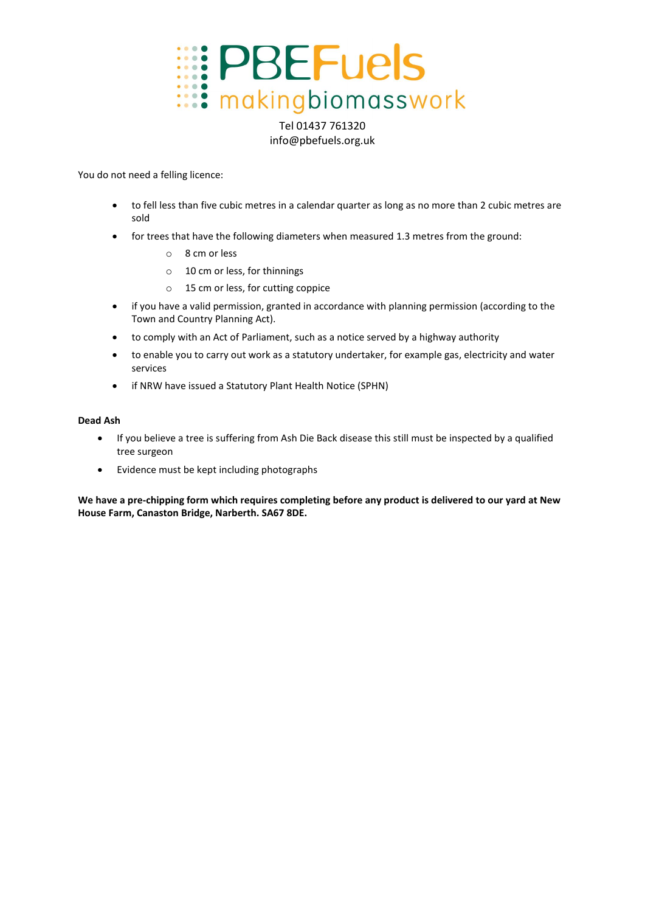PBEFuels
makingbiomasswork

Tel 01437 761320
info@pbefuels.org.uk

You do not need a felling licence:

- to fell less than five cubic metres in a calendar quarter as long as no more than 2 cubic metres are sold
- for trees that have the following diameters when measured 1.3 metres from the ground:
  - 8 cm or less
  - 10 cm or less, for thinnings
  - 15 cm or less, for cutting coppice
- if you have a valid permission, granted in accordance with planning permission (according to the Town and Country Planning Act).
- to comply with an Act of Parliament, such as a notice served by a highway authority
- to enable you to carry out work as a statutory undertaker, for example gas, electricity and water services
- if NRW have issued a Statutory Plant Health Notice (SPHN)

**Dead Ash**

- If you believe a tree is suffering from Ash Die Back disease this still must be inspected by a qualified tree surgeon
- Evidence must be kept including photographs

**We have a pre-chipping form which requires completing before any product is delivered to our yard at New House Farm, Canaston Bridge, Narberth. SA67 8DE.**